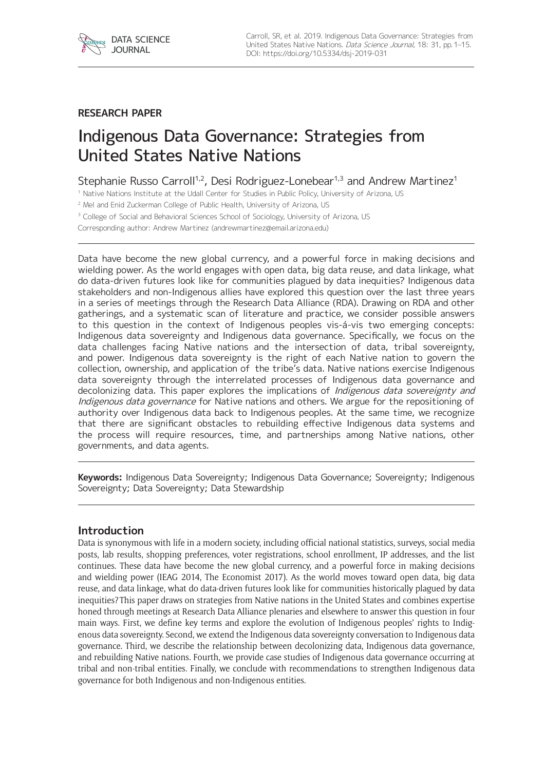**RESEARCH PAPER**

# Indigenous Data Governance: Strategies from United States Native Nations

Stephanie Russo Carroll[1,2], Desi Rodriguez-Lonebear[1,3] and Andrew Martinez[1]

[1] Native Nations Institute at the Udall Center for Studies in Public Policy, University of Arizona, US

[2] Mel and Enid Zuckerman College of Public Health, University of Arizona, US

[3] College of Social and Behavioral Sciences School of Sociology, University of Arizona, US

Corresponding author: Andrew Martinez (andrewmartinez@email.arizona.edu)

Data have become the new global currency, and a powerful force in making decisions and wielding power. As the world engages with open data, big data reuse, and data linkage, what do data-driven futures look like for communities plagued by data inequities? Indigenous data stakeholders and non-Indigenous allies have explored this question over the last three years in a series of meetings through the Research Data Alliance (RDA). Drawing on RDA and other gatherings, and a systematic scan of literature and practice, we consider possible answers to this question in the context of Indigenous peoples vis-á-vis two emerging concepts: Indigenous data sovereignty and Indigenous data governance. Specifically, we focus on the data challenges facing Native nations and the intersection of data, tribal sovereignty, and power. Indigenous data sovereignty is the right of each Native nation to govern the collection, ownership, and application of the tribe's data. Native nations exercise Indigenous data sovereignty through the interrelated processes of Indigenous data governance and decolonizing data. This paper explores the implications of *Indigenous data sovereignty and Indigenous data governance* for Native nations and others. We argue for the repositioning of authority over Indigenous data back to Indigenous peoples. At the same time, we recognize that there are significant obstacles to rebuilding effective Indigenous data systems and the process will require resources, time, and partnerships among Native nations, other governments, and data agents.

**Keywords:** Indigenous Data Sovereignty; Indigenous Data Governance; Sovereignty; Indigenous Sovereignty; Data Sovereignty; Data Stewardship

## Introduction

Data is synonymous with life in a modern society, including official national statistics, surveys, social media posts, lab results, shopping preferences, voter registrations, school enrollment, IP addresses, and the list continues. These data have become the new global currency, and a powerful force in making decisions and wielding power (IEAG 2014, The Economist 2017). As the world moves toward open data, big data reuse, and data linkage, what do data-driven futures look like for communities historically plagued by data inequities? This paper draws on strategies from Native nations in the United States and combines expertise honed through meetings at Research Data Alliance plenaries and elsewhere to answer this question in four main ways. First, we define key terms and explore the evolution of Indigenous peoples' rights to Indigenous data sovereignty. Second, we extend the Indigenous data sovereignty conversation to Indigenous data governance. Third, we describe the relationship between decolonizing data, Indigenous data governance, and rebuilding Native nations. Fourth, we provide case studies of Indigenous data governance occurring at tribal and non-tribal entities. Finally, we conclude with recommendations to strengthen Indigenous data governance for both Indigenous and non-Indigenous entities.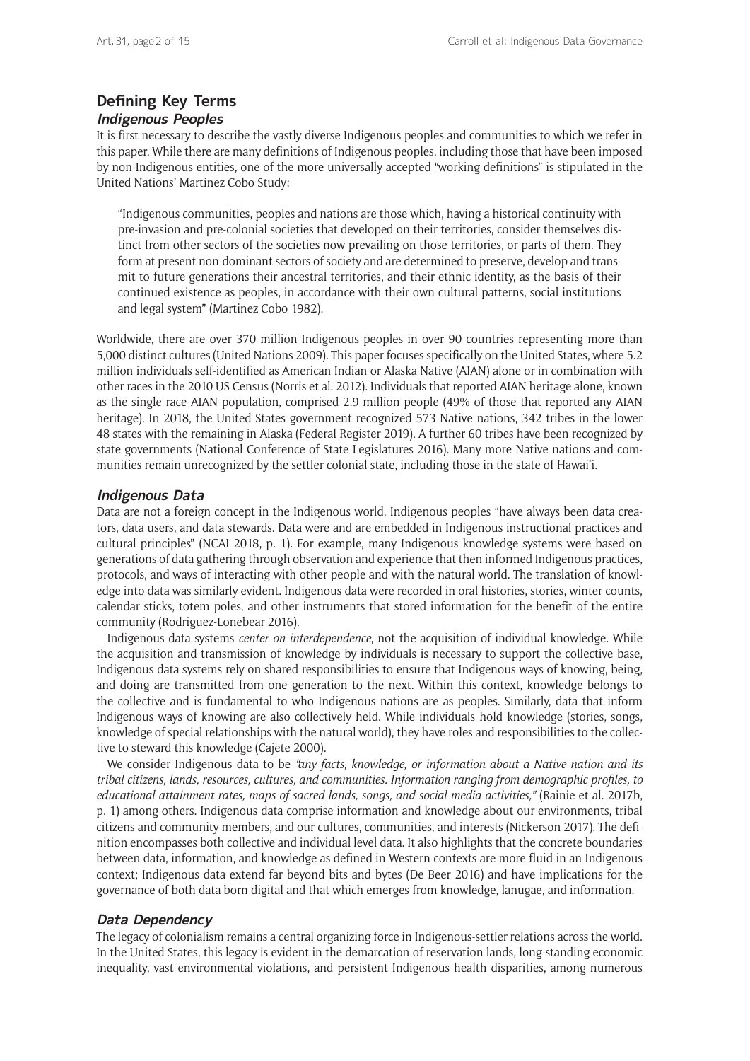## Defining Key Terms

### Indigenous Peoples

It is first necessary to describe the vastly diverse Indigenous peoples and communities to which we refer in this paper. While there are many definitions of Indigenous peoples, including those that have been imposed by non-Indigenous entities, one of the more universally accepted "working definitions" is stipulated in the United Nations' Martinez Cobo Study:

> "Indigenous communities, peoples and nations are those which, having a historical continuity with pre-invasion and pre-colonial societies that developed on their territories, consider themselves distinct from other sectors of the societies now prevailing on those territories, or parts of them. They form at present non-dominant sectors of society and are determined to preserve, develop and transmit to future generations their ancestral territories, and their ethnic identity, as the basis of their continued existence as peoples, in accordance with their own cultural patterns, social institutions and legal system" (Martinez Cobo 1982).

Worldwide, there are over 370 million Indigenous peoples in over 90 countries representing more than 5,000 distinct cultures (United Nations 2009). This paper focuses specifically on the United States, where 5.2 million individuals self-identified as American Indian or Alaska Native (AIAN) alone or in combination with other races in the 2010 US Census (Norris et al. 2012). Individuals that reported AIAN heritage alone, known as the single race AIAN population, comprised 2.9 million people (49% of those that reported any AIAN heritage). In 2018, the United States government recognized 573 Native nations, 342 tribes in the lower 48 states with the remaining in Alaska (Federal Register 2019). A further 60 tribes have been recognized by state governments (National Conference of State Legislatures 2016). Many more Native nations and communities remain unrecognized by the settler colonial state, including those in the state of Hawai'i.

### Indigenous Data

Data are not a foreign concept in the Indigenous world. Indigenous peoples "have always been data creators, data users, and data stewards. Data were and are embedded in Indigenous instructional practices and cultural principles" (NCAI 2018, p. 1). For example, many Indigenous knowledge systems were based on generations of data gathering through observation and experience that then informed Indigenous practices, protocols, and ways of interacting with other people and with the natural world. The translation of knowledge into data was similarly evident. Indigenous data were recorded in oral histories, stories, winter counts, calendar sticks, totem poles, and other instruments that stored information for the benefit of the entire community (Rodriguez-Lonebear 2016).

Indigenous data systems *center on interdependence*, not the acquisition of individual knowledge. While the acquisition and transmission of knowledge by individuals is necessary to support the collective base, Indigenous data systems rely on shared responsibilities to ensure that Indigenous ways of knowing, being, and doing are transmitted from one generation to the next. Within this context, knowledge belongs to the collective and is fundamental to who Indigenous nations are as peoples. Similarly, data that inform Indigenous ways of knowing are also collectively held. While individuals hold knowledge (stories, songs, knowledge of special relationships with the natural world), they have roles and responsibilities to the collective to steward this knowledge (Cajete 2000).

We consider Indigenous data to be *"any facts, knowledge, or information about a Native nation and its tribal citizens, lands, resources, cultures, and communities. Information ranging from demographic profiles, to educational attainment rates, maps of sacred lands, songs, and social media activities,"* (Rainie et al. 2017b, p. 1) among others. Indigenous data comprise information and knowledge about our environments, tribal citizens and community members, and our cultures, communities, and interests (Nickerson 2017). The definition encompasses both collective and individual level data. It also highlights that the concrete boundaries between data, information, and knowledge as defined in Western contexts are more fluid in an Indigenous context; Indigenous data extend far beyond bits and bytes (De Beer 2016) and have implications for the governance of both data born digital and that which emerges from knowledge, lanugae, and information.

### Data Dependency

The legacy of colonialism remains a central organizing force in Indigenous-settler relations across the world. In the United States, this legacy is evident in the demarcation of reservation lands, long-standing economic inequality, vast environmental violations, and persistent Indigenous health disparities, among numerous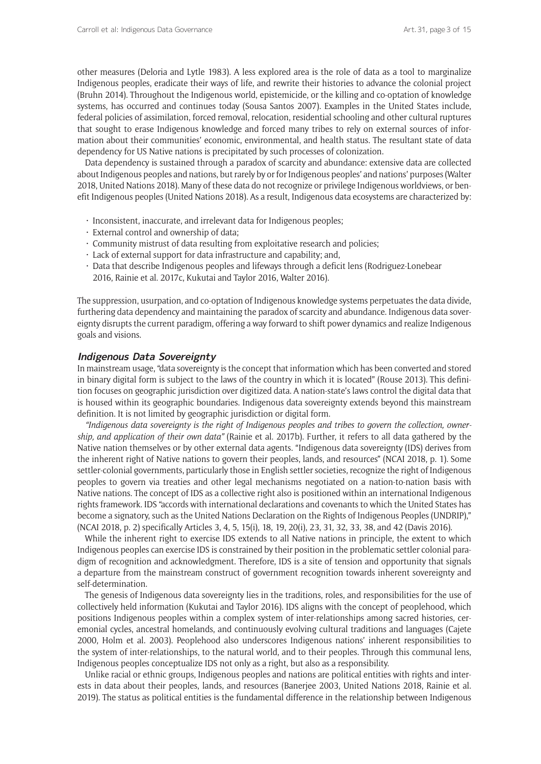other measures (Deloria and Lytle 1983). A less explored area is the role of data as a tool to marginalize Indigenous peoples, eradicate their ways of life, and rewrite their histories to advance the colonial project (Bruhn 2014). Throughout the Indigenous world, epistemicide, or the killing and co-optation of knowledge systems, has occurred and continues today (Sousa Santos 2007). Examples in the United States include, federal policies of assimilation, forced removal, relocation, residential schooling and other cultural ruptures that sought to erase Indigenous knowledge and forced many tribes to rely on external sources of information about their communities' economic, environmental, and health status. The resultant state of data dependency for US Native nations is precipitated by such processes of colonization.

Data dependency is sustained through a paradox of scarcity and abundance: extensive data are collected about Indigenous peoples and nations, but rarely by or for Indigenous peoples' and nations' purposes (Walter 2018, United Nations 2018). Many of these data do not recognize or privilege Indigenous worldviews, or benefit Indigenous peoples (United Nations 2018). As a result, Indigenous data ecosystems are characterized by:

- Inconsistent, inaccurate, and irrelevant data for Indigenous peoples;
- External control and ownership of data;
- Community mistrust of data resulting from exploitative research and policies;
- Lack of external support for data infrastructure and capability; and,
- Data that describe Indigenous peoples and lifeways through a deficit lens (Rodriguez-Lonebear 2016, Rainie et al. 2017c, Kukutai and Taylor 2016, Walter 2016).

The suppression, usurpation, and co-optation of Indigenous knowledge systems perpetuates the data divide, furthering data dependency and maintaining the paradox of scarcity and abundance. Indigenous data sovereignty disrupts the current paradigm, offering a way forward to shift power dynamics and realize Indigenous goals and visions.

## Indigenous Data Sovereignty

In mainstream usage, "data sovereignty is the concept that information which has been converted and stored in binary digital form is subject to the laws of the country in which it is located" (Rouse 2013). This definition focuses on geographic jurisdiction over digitized data. A nation-state's laws control the digital data that is housed within its geographic boundaries. Indigenous data sovereignty extends beyond this mainstream definition. It is not limited by geographic jurisdiction or digital form.

*"Indigenous data sovereignty is the right of Indigenous peoples and tribes to govern the collection, ownership, and application of their own data"* (Rainie et al. 2017b). Further, it refers to all data gathered by the Native nation themselves or by other external data agents. "Indigenous data sovereignty (IDS) derives from the inherent right of Native nations to govern their peoples, lands, and resources" (NCAI 2018, p. 1). Some settler-colonial governments, particularly those in English settler societies, recognize the right of Indigenous peoples to govern via treaties and other legal mechanisms negotiated on a nation-to-nation basis with Native nations. The concept of IDS as a collective right also is positioned within an international Indigenous rights framework. IDS "accords with international declarations and covenants to which the United States has become a signatory, such as the United Nations Declaration on the Rights of Indigenous Peoples (UNDRIP)," (NCAI 2018, p. 2) specifically Articles 3, 4, 5, 15(i), 18, 19, 20(i), 23, 31, 32, 33, 38, and 42 (Davis 2016).

While the inherent right to exercise IDS extends to all Native nations in principle, the extent to which Indigenous peoples can exercise IDS is constrained by their position in the problematic settler colonial paradigm of recognition and acknowledgment. Therefore, IDS is a site of tension and opportunity that signals a departure from the mainstream construct of government recognition towards inherent sovereignty and self-determination.

The genesis of Indigenous data sovereignty lies in the traditions, roles, and responsibilities for the use of collectively held information (Kukutai and Taylor 2016). IDS aligns with the concept of peoplehood, which positions Indigenous peoples within a complex system of inter-relationships among sacred histories, ceremonial cycles, ancestral homelands, and continuously evolving cultural traditions and languages (Cajete 2000, Holm et al. 2003). Peoplehood also underscores Indigenous nations' inherent responsibilities to the system of inter-relationships, to the natural world, and to their peoples. Through this communal lens, Indigenous peoples conceptualize IDS not only as a right, but also as a responsibility.

Unlike racial or ethnic groups, Indigenous peoples and nations are political entities with rights and interests in data about their peoples, lands, and resources (Banerjee 2003, United Nations 2018, Rainie et al. 2019). The status as political entities is the fundamental difference in the relationship between Indigenous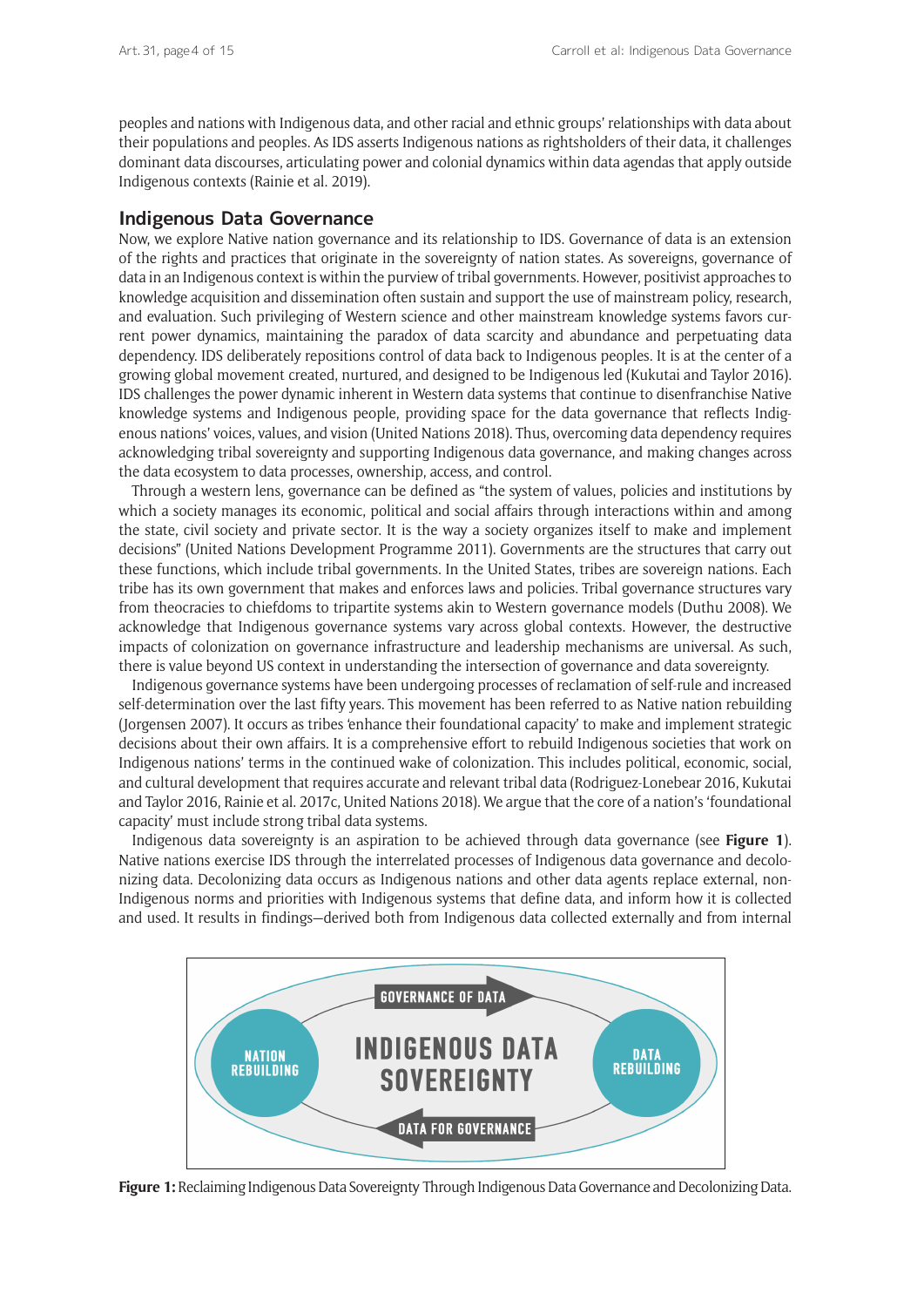peoples and nations with Indigenous data, and other racial and ethnic groups' relationships with data about their populations and peoples. As IDS asserts Indigenous nations as rightsholders of their data, it challenges dominant data discourses, articulating power and colonial dynamics within data agendas that apply outside Indigenous contexts (Rainie et al. 2019).

## Indigenous Data Governance

Now, we explore Native nation governance and its relationship to IDS. Governance of data is an extension of the rights and practices that originate in the sovereignty of nation states. As sovereigns, governance of data in an Indigenous context is within the purview of tribal governments. However, positivist approaches to knowledge acquisition and dissemination often sustain and support the use of mainstream policy, research, and evaluation. Such privileging of Western science and other mainstream knowledge systems favors current power dynamics, maintaining the paradox of data scarcity and abundance and perpetuating data dependency. IDS deliberately repositions control of data back to Indigenous peoples. It is at the center of a growing global movement created, nurtured, and designed to be Indigenous led (Kukutai and Taylor 2016). IDS challenges the power dynamic inherent in Western data systems that continue to disenfranchise Native knowledge systems and Indigenous people, providing space for the data governance that reflects Indigenous nations' voices, values, and vision (United Nations 2018). Thus, overcoming data dependency requires acknowledging tribal sovereignty and supporting Indigenous data governance, and making changes across the data ecosystem to data processes, ownership, access, and control.

Through a western lens, governance can be defined as "the system of values, policies and institutions by which a society manages its economic, political and social affairs through interactions within and among the state, civil society and private sector. It is the way a society organizes itself to make and implement decisions" (United Nations Development Programme 2011). Governments are the structures that carry out these functions, which include tribal governments. In the United States, tribes are sovereign nations. Each tribe has its own government that makes and enforces laws and policies. Tribal governance structures vary from theocracies to chiefdoms to tripartite systems akin to Western governance models (Duthu 2008). We acknowledge that Indigenous governance systems vary across global contexts. However, the destructive impacts of colonization on governance infrastructure and leadership mechanisms are universal. As such, there is value beyond US context in understanding the intersection of governance and data sovereignty.

Indigenous governance systems have been undergoing processes of reclamation of self-rule and increased self-determination over the last fifty years. This movement has been referred to as Native nation rebuilding (Jorgensen 2007). It occurs as tribes 'enhance their foundational capacity' to make and implement strategic decisions about their own affairs. It is a comprehensive effort to rebuild Indigenous societies that work on Indigenous nations' terms in the continued wake of colonization. This includes political, economic, social, and cultural development that requires accurate and relevant tribal data (Rodriguez-Lonebear 2016, Kukutai and Taylor 2016, Rainie et al. 2017c, United Nations 2018). We argue that the core of a nation's 'foundational capacity' must include strong tribal data systems.

Indigenous data sovereignty is an aspiration to be achieved through data governance (see **Figure 1**). Native nations exercise IDS through the interrelated processes of Indigenous data governance and decolonizing data. Decolonizing data occurs as Indigenous nations and other data agents replace external, non-Indigenous norms and priorities with Indigenous systems that define data, and inform how it is collected and used. It results in findings—derived both from Indigenous data collected externally and from internal

**Figure 1:** Reclaiming Indigenous Data Sovereignty Through Indigenous Data Governance and Decolonizing Data.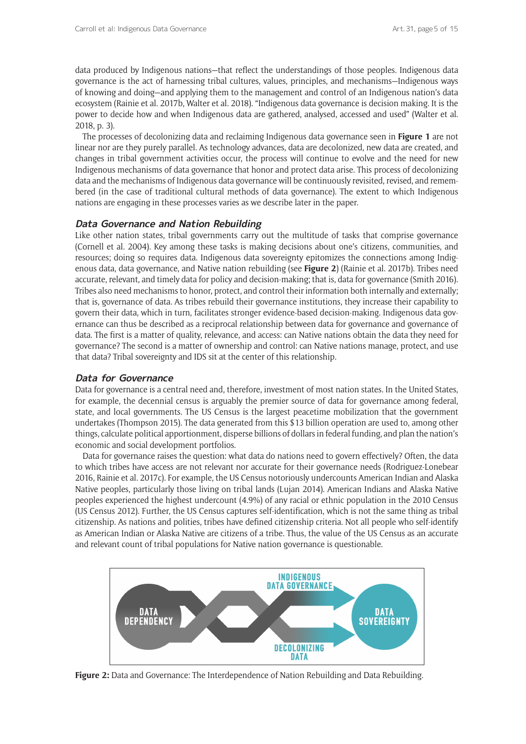data produced by Indigenous nations—that reflect the understandings of those peoples. Indigenous data governance is the act of harnessing tribal cultures, values, principles, and mechanisms—Indigenous ways of knowing and doing—and applying them to the management and control of an Indigenous nation's data ecosystem (Rainie et al. 2017b, Walter et al. 2018). "Indigenous data governance is decision making. It is the power to decide how and when Indigenous data are gathered, analysed, accessed and used" (Walter et al. 2018, p. 3).

The processes of decolonizing data and reclaiming Indigenous data governance seen in **Figure 1** are not linear nor are they purely parallel. As technology advances, data are decolonized, new data are created, and changes in tribal government activities occur, the process will continue to evolve and the need for new Indigenous mechanisms of data governance that honor and protect data arise. This process of decolonizing data and the mechanisms of Indigenous data governance will be continuously revisited, revised, and remembered (in the case of traditional cultural methods of data governance). The extent to which Indigenous nations are engaging in these processes varies as we describe later in the paper.

### *Data Governance and Nation Rebuilding*

Like other nation states, tribal governments carry out the multitude of tasks that comprise governance (Cornell et al. 2004). Key among these tasks is making decisions about one's citizens, communities, and resources; doing so requires data. Indigenous data sovereignty epitomizes the connections among Indigenous data, data governance, and Native nation rebuilding (see **Figure 2**) (Rainie et al. 2017b). Tribes need accurate, relevant, and timely data for policy and decision-making; that is, data for governance (Smith 2016). Tribes also need mechanisms to honor, protect, and control their information both internally and externally; that is, governance of data. As tribes rebuild their governance institutions, they increase their capability to govern their data, which in turn, facilitates stronger evidence-based decision-making. Indigenous data governance can thus be described as a reciprocal relationship between data for governance and governance of data. The first is a matter of quality, relevance, and access: can Native nations obtain the data they need for governance? The second is a matter of ownership and control: can Native nations manage, protect, and use that data? Tribal sovereignty and IDS sit at the center of this relationship.

### *Data for Governance*

Data for governance is a central need and, therefore, investment of most nation states. In the United States, for example, the decennial census is arguably the premier source of data for governance among federal, state, and local governments. The US Census is the largest peacetime mobilization that the government undertakes (Thompson 2015). The data generated from this $13 billion operation are used to, among other things, calculate political apportionment, disperse billions of dollars in federal funding, and plan the nation's economic and social development portfolios.

Data for governance raises the question: what data do nations need to govern effectively? Often, the data to which tribes have access are not relevant nor accurate for their governance needs (Rodriguez-Lonebear 2016, Rainie et al. 2017c). For example, the US Census notoriously undercounts American Indian and Alaska Native peoples, particularly those living on tribal lands (Lujan 2014). American Indians and Alaska Native peoples experienced the highest undercount (4.9%) of any racial or ethnic population in the 2010 Census (US Census 2012). Further, the US Census captures self-identification, which is not the same thing as tribal citizenship. As nations and polities, tribes have defined citizenship criteria. Not all people who self-identify as American Indian or Alaska Native are citizens of a tribe. Thus, the value of the US Census as an accurate and relevant count of tribal populations for Native nation governance is questionable.

DATA DEPENDENCY — INDIGENOUS DATA GOVERNANCE — DECOLONIZING DATA — DATA SOVEREIGNTY

**Figure 2:** Data and Governance: The Interdependence of Nation Rebuilding and Data Rebuilding.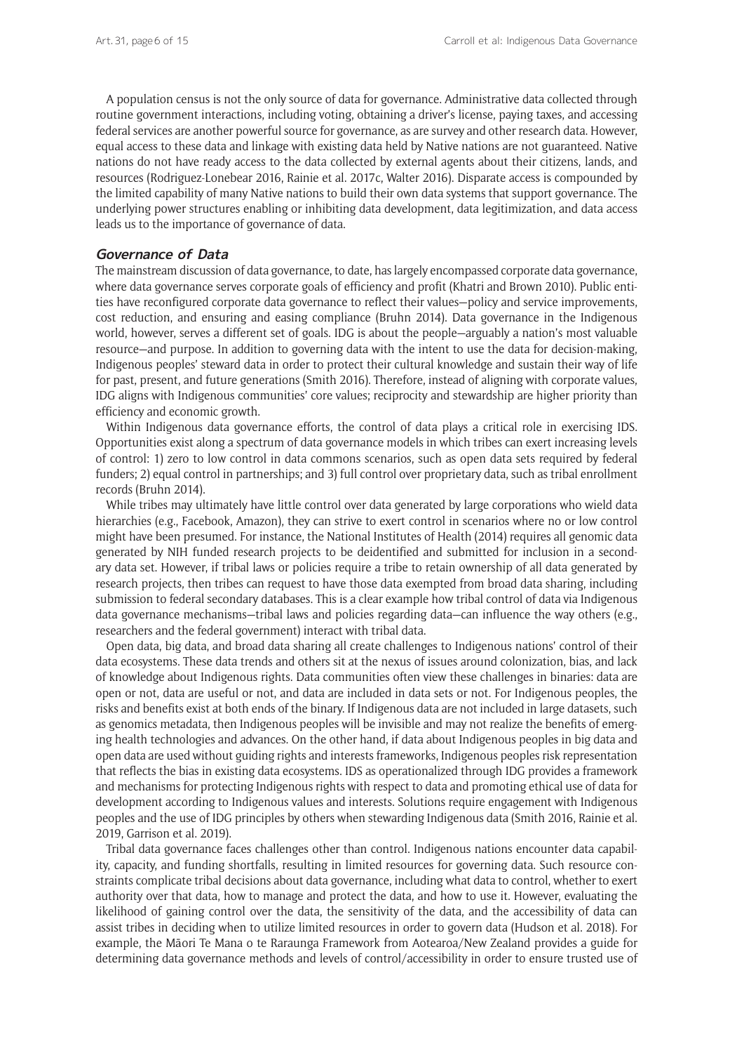A population census is not the only source of data for governance. Administrative data collected through routine government interactions, including voting, obtaining a driver's license, paying taxes, and accessing federal services are another powerful source for governance, as are survey and other research data. However, equal access to these data and linkage with existing data held by Native nations are not guaranteed. Native nations do not have ready access to the data collected by external agents about their citizens, lands, and resources (Rodriguez-Lonebear 2016, Rainie et al. 2017c, Walter 2016). Disparate access is compounded by the limited capability of many Native nations to build their own data systems that support governance. The underlying power structures enabling or inhibiting data development, data legitimization, and data access leads us to the importance of governance of data.

## Governance of Data

The mainstream discussion of data governance, to date, has largely encompassed corporate data governance, where data governance serves corporate goals of efficiency and profit (Khatri and Brown 2010). Public entities have reconfigured corporate data governance to reflect their values—policy and service improvements, cost reduction, and ensuring and easing compliance (Bruhn 2014). Data governance in the Indigenous world, however, serves a different set of goals. IDG is about the people—arguably a nation's most valuable resource—and purpose. In addition to governing data with the intent to use the data for decision-making, Indigenous peoples' steward data in order to protect their cultural knowledge and sustain their way of life for past, present, and future generations (Smith 2016). Therefore, instead of aligning with corporate values, IDG aligns with Indigenous communities' core values; reciprocity and stewardship are higher priority than efficiency and economic growth.

Within Indigenous data governance efforts, the control of data plays a critical role in exercising IDS. Opportunities exist along a spectrum of data governance models in which tribes can exert increasing levels of control: 1) zero to low control in data commons scenarios, such as open data sets required by federal funders; 2) equal control in partnerships; and 3) full control over proprietary data, such as tribal enrollment records (Bruhn 2014).

While tribes may ultimately have little control over data generated by large corporations who wield data hierarchies (e.g., Facebook, Amazon), they can strive to exert control in scenarios where no or low control might have been presumed. For instance, the National Institutes of Health (2014) requires all genomic data generated by NIH funded research projects to be deidentified and submitted for inclusion in a secondary data set. However, if tribal laws or policies require a tribe to retain ownership of all data generated by research projects, then tribes can request to have those data exempted from broad data sharing, including submission to federal secondary databases. This is a clear example how tribal control of data via Indigenous data governance mechanisms—tribal laws and policies regarding data—can influence the way others (e.g., researchers and the federal government) interact with tribal data.

Open data, big data, and broad data sharing all create challenges to Indigenous nations' control of their data ecosystems. These data trends and others sit at the nexus of issues around colonization, bias, and lack of knowledge about Indigenous rights. Data communities often view these challenges in binaries: data are open or not, data are useful or not, and data are included in data sets or not. For Indigenous peoples, the risks and benefits exist at both ends of the binary. If Indigenous data are not included in large datasets, such as genomics metadata, then Indigenous peoples will be invisible and may not realize the benefits of emerging health technologies and advances. On the other hand, if data about Indigenous peoples in big data and open data are used without guiding rights and interests frameworks, Indigenous peoples risk representation that reflects the bias in existing data ecosystems. IDS as operationalized through IDG provides a framework and mechanisms for protecting Indigenous rights with respect to data and promoting ethical use of data for development according to Indigenous values and interests. Solutions require engagement with Indigenous peoples and the use of IDG principles by others when stewarding Indigenous data (Smith 2016, Rainie et al. 2019, Garrison et al. 2019).

Tribal data governance faces challenges other than control. Indigenous nations encounter data capability, capacity, and funding shortfalls, resulting in limited resources for governing data. Such resource constraints complicate tribal decisions about data governance, including what data to control, whether to exert authority over that data, how to manage and protect the data, and how to use it. However, evaluating the likelihood of gaining control over the data, the sensitivity of the data, and the accessibility of data can assist tribes in deciding when to utilize limited resources in order to govern data (Hudson et al. 2018). For example, the Māori Te Mana o te Raraunga Framework from Aotearoa/New Zealand provides a guide for determining data governance methods and levels of control/accessibility in order to ensure trusted use of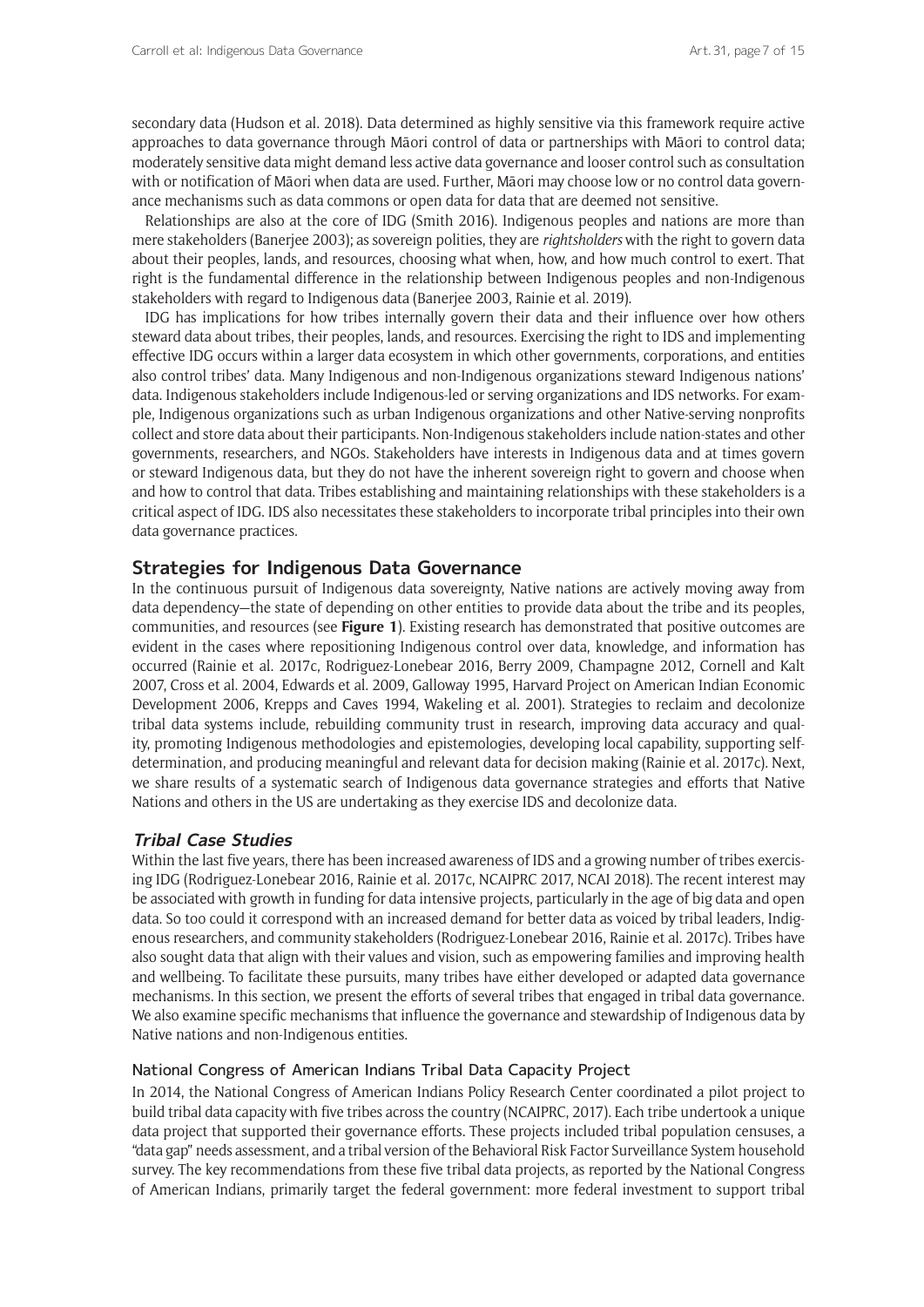secondary data (Hudson et al. 2018). Data determined as highly sensitive via this framework require active approaches to data governance through Māori control of data or partnerships with Māori to control data; moderately sensitive data might demand less active data governance and looser control such as consultation with or notification of Māori when data are used. Further, Māori may choose low or no control data governance mechanisms such as data commons or open data for data that are deemed not sensitive.

Relationships are also at the core of IDG (Smith 2016). Indigenous peoples and nations are more than mere stakeholders (Banerjee 2003); as sovereign polities, they are *rightsholders* with the right to govern data about their peoples, lands, and resources, choosing what when, how, and how much control to exert. That right is the fundamental difference in the relationship between Indigenous peoples and non-Indigenous stakeholders with regard to Indigenous data (Banerjee 2003, Rainie et al. 2019).

IDG has implications for how tribes internally govern their data and their influence over how others steward data about tribes, their peoples, lands, and resources. Exercising the right to IDS and implementing effective IDG occurs within a larger data ecosystem in which other governments, corporations, and entities also control tribes' data. Many Indigenous and non-Indigenous organizations steward Indigenous nations' data. Indigenous stakeholders include Indigenous-led or serving organizations and IDS networks. For example, Indigenous organizations such as urban Indigenous organizations and other Native-serving nonprofits collect and store data about their participants. Non-Indigenous stakeholders include nation-states and other governments, researchers, and NGOs. Stakeholders have interests in Indigenous data and at times govern or steward Indigenous data, but they do not have the inherent sovereign right to govern and choose when and how to control that data. Tribes establishing and maintaining relationships with these stakeholders is a critical aspect of IDG. IDS also necessitates these stakeholders to incorporate tribal principles into their own data governance practices.

## Strategies for Indigenous Data Governance

In the continuous pursuit of Indigenous data sovereignty, Native nations are actively moving away from data dependency—the state of depending on other entities to provide data about the tribe and its peoples, communities, and resources (see **Figure 1**). Existing research has demonstrated that positive outcomes are evident in the cases where repositioning Indigenous control over data, knowledge, and information has occurred (Rainie et al. 2017c, Rodriguez-Lonebear 2016, Berry 2009, Champagne 2012, Cornell and Kalt 2007, Cross et al. 2004, Edwards et al. 2009, Galloway 1995, Harvard Project on American Indian Economic Development 2006, Krepps and Caves 1994, Wakeling et al. 2001). Strategies to reclaim and decolonize tribal data systems include, rebuilding community trust in research, improving data accuracy and quality, promoting Indigenous methodologies and epistemologies, developing local capability, supporting self-determination, and producing meaningful and relevant data for decision making (Rainie et al. 2017c). Next, we share results of a systematic search of Indigenous data governance strategies and efforts that Native Nations and others in the US are undertaking as they exercise IDS and decolonize data.

### *Tribal Case Studies*

Within the last five years, there has been increased awareness of IDS and a growing number of tribes exercising IDG (Rodriguez-Lonebear 2016, Rainie et al. 2017c, NCAIPRC 2017, NCAI 2018). The recent interest may be associated with growth in funding for data intensive projects, particularly in the age of big data and open data. So too could it correspond with an increased demand for better data as voiced by tribal leaders, Indigenous researchers, and community stakeholders (Rodriguez-Lonebear 2016, Rainie et al. 2017c). Tribes have also sought data that align with their values and vision, such as empowering families and improving health and wellbeing. To facilitate these pursuits, many tribes have either developed or adapted data governance mechanisms. In this section, we present the efforts of several tribes that engaged in tribal data governance. We also examine specific mechanisms that influence the governance and stewardship of Indigenous data by Native nations and non-Indigenous entities.

#### National Congress of American Indians Tribal Data Capacity Project

In 2014, the National Congress of American Indians Policy Research Center coordinated a pilot project to build tribal data capacity with five tribes across the country (NCAIPRC, 2017). Each tribe undertook a unique data project that supported their governance efforts. These projects included tribal population censuses, a "data gap" needs assessment, and a tribal version of the Behavioral Risk Factor Surveillance System household survey. The key recommendations from these five tribal data projects, as reported by the National Congress of American Indians, primarily target the federal government: more federal investment to support tribal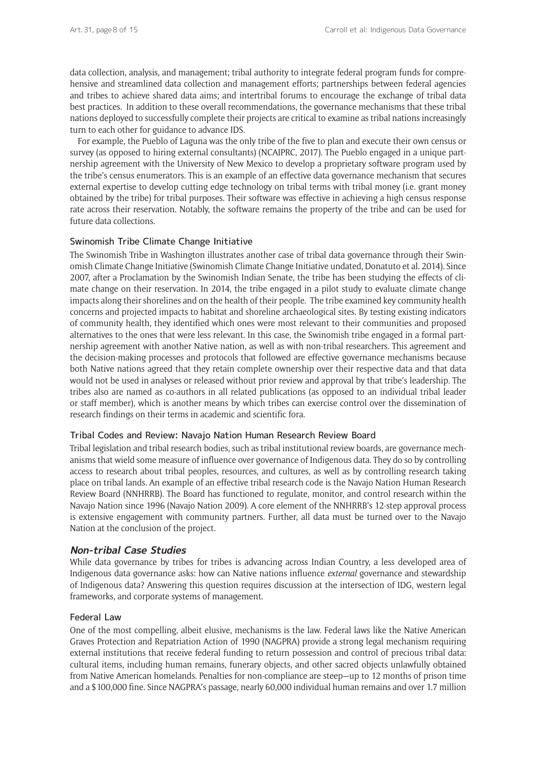data collection, analysis, and management; tribal authority to integrate federal program funds for comprehensive and streamlined data collection and management efforts; partnerships between federal agencies and tribes to achieve shared data aims; and intertribal forums to encourage the exchange of tribal data best practices. In addition to these overall recommendations, the governance mechanisms that these tribal nations deployed to successfully complete their projects are critical to examine as tribal nations increasingly turn to each other for guidance to advance IDS.

For example, the Pueblo of Laguna was the only tribe of the five to plan and execute their own census or survey (as opposed to hiring external consultants) (NCAIPRC, 2017). The Pueblo engaged in a unique partnership agreement with the University of New Mexico to develop a proprietary software program used by the tribe's census enumerators. This is an example of an effective data governance mechanism that secures external expertise to develop cutting edge technology on tribal terms with tribal money (i.e. grant money obtained by the tribe) for tribal purposes. Their software was effective in achieving a high census response rate across their reservation. Notably, the software remains the property of the tribe and can be used for future data collections.

### Swinomish Tribe Climate Change Initiative

The Swinomish Tribe in Washington illustrates another case of tribal data governance through their Swinomish Climate Change Initiative (Swinomish Climate Change Initiative undated, Donatuto et al. 2014). Since 2007, after a Proclamation by the Swinomish Indian Senate, the tribe has been studying the effects of climate change on their reservation. In 2014, the tribe engaged in a pilot study to evaluate climate change impacts along their shorelines and on the health of their people. The tribe examined key community health concerns and projected impacts to habitat and shoreline archaeological sites. By testing existing indicators of community health, they identified which ones were most relevant to their communities and proposed alternatives to the ones that were less relevant. In this case, the Swinomish tribe engaged in a formal partnership agreement with another Native nation, as well as with non-tribal researchers. This agreement and the decision-making processes and protocols that followed are effective governance mechanisms because both Native nations agreed that they retain complete ownership over their respective data and that data would not be used in analyses or released without prior review and approval by that tribe's leadership. The tribes also are named as co-authors in all related publications (as opposed to an individual tribal leader or staff member), which is another means by which tribes can exercise control over the dissemination of research findings on their terms in academic and scientific fora.

### Tribal Codes and Review: Navajo Nation Human Research Review Board

Tribal legislation and tribal research bodies, such as tribal institutional review boards, are governance mechanisms that wield some measure of influence over governance of Indigenous data. They do so by controlling access to research about tribal peoples, resources, and cultures, as well as by controlling research taking place on tribal lands. An example of an effective tribal research code is the Navajo Nation Human Research Review Board (NNHRRB). The Board has functioned to regulate, monitor, and control research within the Navajo Nation since 1996 (Navajo Nation 2009). A core element of the NNHRRB's 12-step approval process is extensive engagement with community partners. Further, all data must be turned over to the Navajo Nation at the conclusion of the project.

## *Non-tribal Case Studies*

While data governance by tribes for tribes is advancing across Indian Country, a less developed area of Indigenous data governance asks: how can Native nations influence *external* governance and stewardship of Indigenous data? Answering this question requires discussion at the intersection of IDG, western legal frameworks, and corporate systems of management.

### Federal Law

One of the most compelling, albeit elusive, mechanisms is the law. Federal laws like the Native American Graves Protection and Repatriation Action of 1990 (NAGPRA) provide a strong legal mechanism requiring external institutions that receive federal funding to return possession and control of precious tribal data: cultural items, including human remains, funerary objects, and other sacred objects unlawfully obtained from Native American homelands. Penalties for non-compliance are steep—up to 12 months of prison time and a $100,000 fine. Since NAGPRA's passage, nearly 60,000 individual human remains and over 1.7 million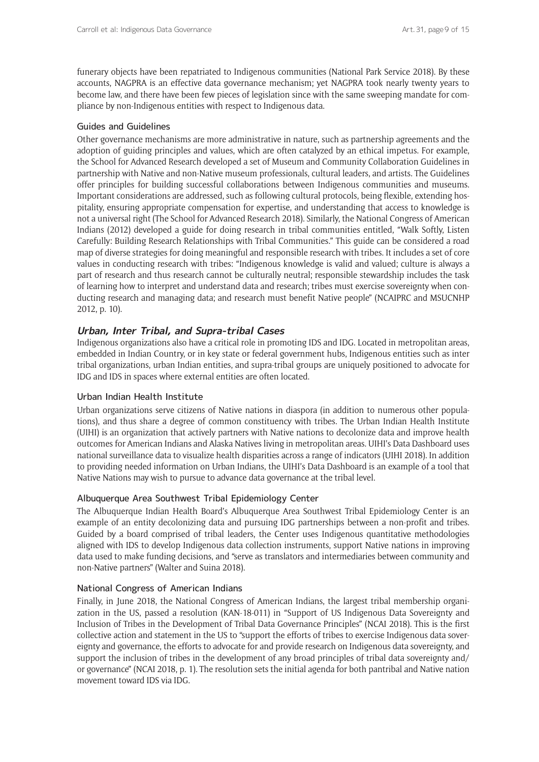funerary objects have been repatriated to Indigenous communities (National Park Service 2018). By these accounts, NAGPRA is an effective data governance mechanism; yet NAGPRA took nearly twenty years to become law, and there have been few pieces of legislation since with the same sweeping mandate for compliance by non-Indigenous entities with respect to Indigenous data.

#### Guides and Guidelines

Other governance mechanisms are more administrative in nature, such as partnership agreements and the adoption of guiding principles and values, which are often catalyzed by an ethical impetus. For example, the School for Advanced Research developed a set of Museum and Community Collaboration Guidelines in partnership with Native and non-Native museum professionals, cultural leaders, and artists. The Guidelines offer principles for building successful collaborations between Indigenous communities and museums. Important considerations are addressed, such as following cultural protocols, being flexible, extending hospitality, ensuring appropriate compensation for expertise, and understanding that access to knowledge is not a universal right (The School for Advanced Research 2018). Similarly, the National Congress of American Indians (2012) developed a guide for doing research in tribal communities entitled, "Walk Softly, Listen Carefully: Building Research Relationships with Tribal Communities." This guide can be considered a road map of diverse strategies for doing meaningful and responsible research with tribes. It includes a set of core values in conducting research with tribes: "Indigenous knowledge is valid and valued; culture is always a part of research and thus research cannot be culturally neutral; responsible stewardship includes the task of learning how to interpret and understand data and research; tribes must exercise sovereignty when conducting research and managing data; and research must benefit Native people" (NCAIPRC and MSUCNHP 2012, p. 10).

### *Urban, Inter Tribal, and Supra-tribal Cases*

Indigenous organizations also have a critical role in promoting IDS and IDG. Located in metropolitan areas, embedded in Indian Country, or in key state or federal government hubs, Indigenous entities such as inter tribal organizations, urban Indian entities, and supra-tribal groups are uniquely positioned to advocate for IDG and IDS in spaces where external entities are often located.

#### Urban Indian Health Institute

Urban organizations serve citizens of Native nations in diaspora (in addition to numerous other populations), and thus share a degree of common constituency with tribes. The Urban Indian Health Institute (UIHI) is an organization that actively partners with Native nations to decolonize data and improve health outcomes for American Indians and Alaska Natives living in metropolitan areas. UIHI's Data Dashboard uses national surveillance data to visualize health disparities across a range of indicators (UIHI 2018). In addition to providing needed information on Urban Indians, the UIHI's Data Dashboard is an example of a tool that Native Nations may wish to pursue to advance data governance at the tribal level.

#### Albuquerque Area Southwest Tribal Epidemiology Center

The Albuquerque Indian Health Board's Albuquerque Area Southwest Tribal Epidemiology Center is an example of an entity decolonizing data and pursuing IDG partnerships between a non-profit and tribes. Guided by a board comprised of tribal leaders, the Center uses Indigenous quantitative methodologies aligned with IDS to develop Indigenous data collection instruments, support Native nations in improving data used to make funding decisions, and "serve as translators and intermediaries between community and non-Native partners" (Walter and Suina 2018).

#### National Congress of American Indians

Finally, in June 2018, the National Congress of American Indians, the largest tribal membership organization in the US, passed a resolution (KAN-18-011) in "Support of US Indigenous Data Sovereignty and Inclusion of Tribes in the Development of Tribal Data Governance Principles" (NCAI 2018). This is the first collective action and statement in the US to "support the efforts of tribes to exercise Indigenous data sovereignty and governance, the efforts to advocate for and provide research on Indigenous data sovereignty, and support the inclusion of tribes in the development of any broad principles of tribal data sovereignty and/or governance" (NCAI 2018, p. 1). The resolution sets the initial agenda for both pantribal and Native nation movement toward IDS via IDG.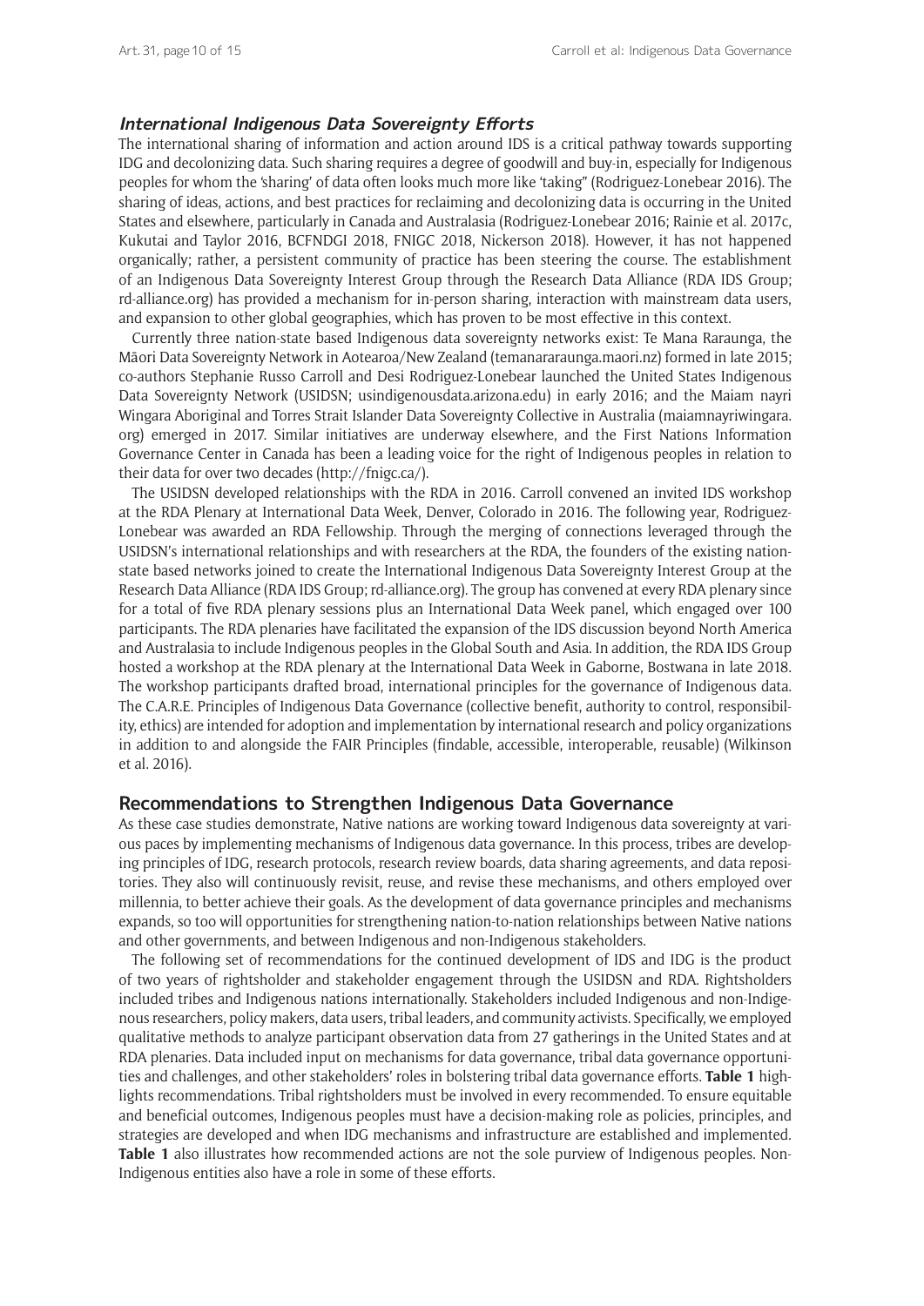### *International Indigenous Data Sovereignty Efforts*

The international sharing of information and action around IDS is a critical pathway towards supporting IDG and decolonizing data. Such sharing requires a degree of goodwill and buy-in, especially for Indigenous peoples for whom the 'sharing' of data often looks much more like 'taking" (Rodriguez-Lonebear 2016). The sharing of ideas, actions, and best practices for reclaiming and decolonizing data is occurring in the United States and elsewhere, particularly in Canada and Australasia (Rodriguez-Lonebear 2016; Rainie et al. 2017c, Kukutai and Taylor 2016, BCFNDGI 2018, FNIGC 2018, Nickerson 2018). However, it has not happened organically; rather, a persistent community of practice has been steering the course. The establishment of an Indigenous Data Sovereignty Interest Group through the Research Data Alliance (RDA IDS Group; rd-alliance.org) has provided a mechanism for in-person sharing, interaction with mainstream data users, and expansion to other global geographies, which has proven to be most effective in this context.

Currently three nation-state based Indigenous data sovereignty networks exist: Te Mana Raraunga, the Māori Data Sovereignty Network in Aotearoa/New Zealand (temanararaunga.maori.nz) formed in late 2015; co-authors Stephanie Russo Carroll and Desi Rodriguez-Lonebear launched the United States Indigenous Data Sovereignty Network (USIDSN; usindigenousdata.arizona.edu) in early 2016; and the Maiam nayri Wingara Aboriginal and Torres Strait Islander Data Sovereignty Collective in Australia (maiamnayriwingara.org) emerged in 2017. Similar initiatives are underway elsewhere, and the First Nations Information Governance Center in Canada has been a leading voice for the right of Indigenous peoples in relation to their data for over two decades (http://fnigc.ca/).

The USIDSN developed relationships with the RDA in 2016. Carroll convened an invited IDS workshop at the RDA Plenary at International Data Week, Denver, Colorado in 2016. The following year, Rodriguez-Lonebear was awarded an RDA Fellowship. Through the merging of connections leveraged through the USIDSN's international relationships and with researchers at the RDA, the founders of the existing nation-state based networks joined to create the International Indigenous Data Sovereignty Interest Group at the Research Data Alliance (RDA IDS Group; rd-alliance.org). The group has convened at every RDA plenary since for a total of five RDA plenary sessions plus an International Data Week panel, which engaged over 100 participants. The RDA plenaries have facilitated the expansion of the IDS discussion beyond North America and Australasia to include Indigenous peoples in the Global South and Asia. In addition, the RDA IDS Group hosted a workshop at the RDA plenary at the International Data Week in Gaborne, Bostwana in late 2018. The workshop participants drafted broad, international principles for the governance of Indigenous data. The C.A.R.E. Principles of Indigenous Data Governance (collective benefit, authority to control, responsibility, ethics) are intended for adoption and implementation by international research and policy organizations in addition to and alongside the FAIR Principles (findable, accessible, interoperable, reusable) (Wilkinson et al. 2016).

## Recommendations to Strengthen Indigenous Data Governance

As these case studies demonstrate, Native nations are working toward Indigenous data sovereignty at various paces by implementing mechanisms of Indigenous data governance. In this process, tribes are developing principles of IDG, research protocols, research review boards, data sharing agreements, and data repositories. They also will continuously revisit, reuse, and revise these mechanisms, and others employed over millennia, to better achieve their goals. As the development of data governance principles and mechanisms expands, so too will opportunities for strengthening nation-to-nation relationships between Native nations and other governments, and between Indigenous and non-Indigenous stakeholders.

The following set of recommendations for the continued development of IDS and IDG is the product of two years of rightsholder and stakeholder engagement through the USIDSN and RDA. Rightsholders included tribes and Indigenous nations internationally. Stakeholders included Indigenous and non-Indigenous researchers, policy makers, data users, tribal leaders, and community activists. Specifically, we employed qualitative methods to analyze participant observation data from 27 gatherings in the United States and at RDA plenaries. Data included input on mechanisms for data governance, tribal data governance opportunities and challenges, and other stakeholders' roles in bolstering tribal data governance efforts. **Table 1** highlights recommendations. Tribal rightsholders must be involved in every recommended. To ensure equitable and beneficial outcomes, Indigenous peoples must have a decision-making role as policies, principles, and strategies are developed and when IDG mechanisms and infrastructure are established and implemented. **Table 1** also illustrates how recommended actions are not the sole purview of Indigenous peoples. Non-Indigenous entities also have a role in some of these efforts.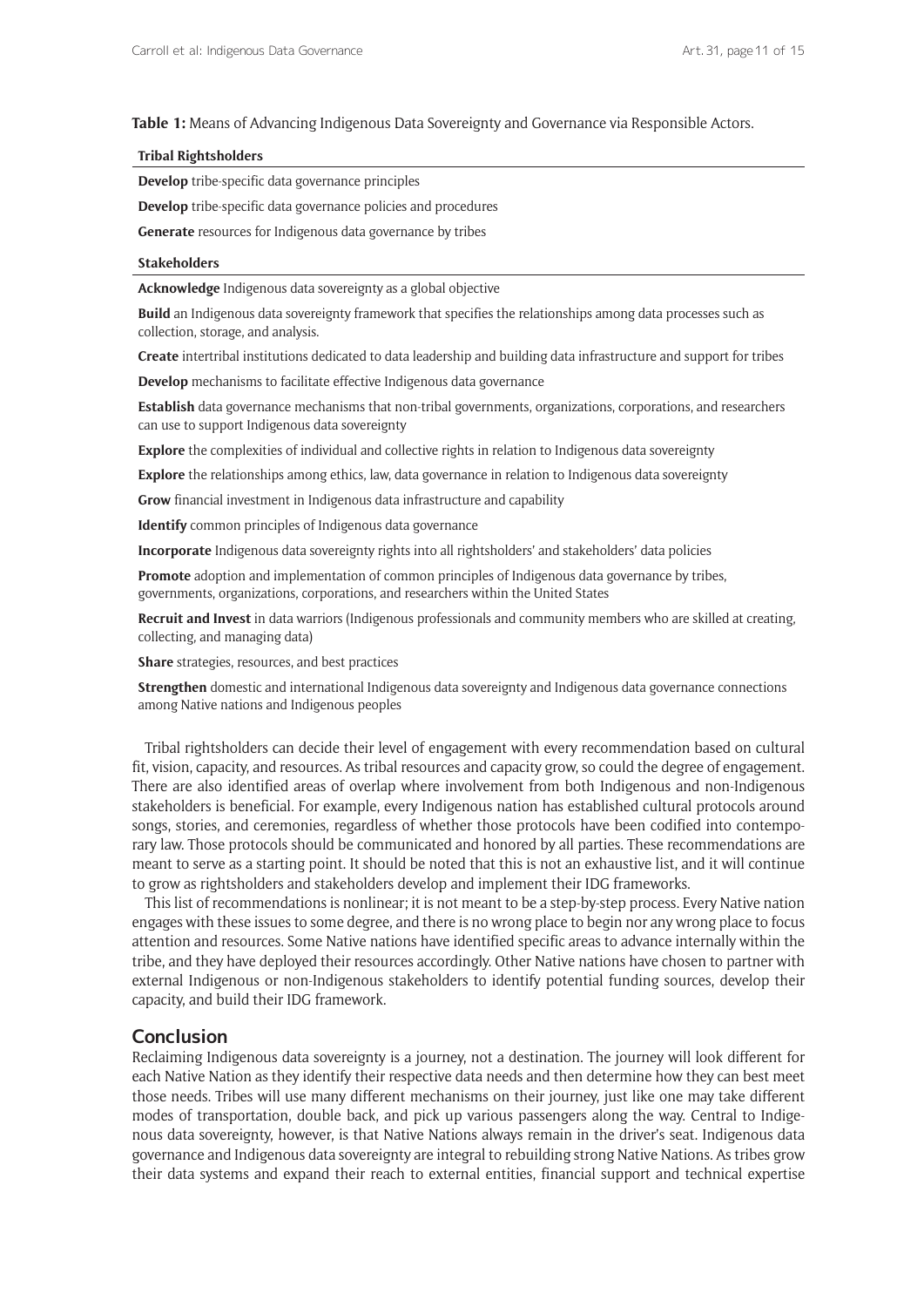**Table 1:** Means of Advancing Indigenous Data Sovereignty and Governance via Responsible Actors.

| **Tribal Rightsholders** |
| --- |
| **Develop** tribe-specific data governance principles |
| **Develop** tribe-specific data governance policies and procedures |
| **Generate** resources for Indigenous data governance by tribes |
| **Stakeholders** |
| **Acknowledge** Indigenous data sovereignty as a global objective |
| **Build** an Indigenous data sovereignty framework that specifies the relationships among data processes such as collection, storage, and analysis. |
| **Create** intertribal institutions dedicated to data leadership and building data infrastructure and support for tribes |
| **Develop** mechanisms to facilitate effective Indigenous data governance |
| **Establish** data governance mechanisms that non-tribal governments, organizations, corporations, and researchers can use to support Indigenous data sovereignty |
| **Explore** the complexities of individual and collective rights in relation to Indigenous data sovereignty |
| **Explore** the relationships among ethics, law, data governance in relation to Indigenous data sovereignty |
| **Grow** financial investment in Indigenous data infrastructure and capability |
| **Identify** common principles of Indigenous data governance |
| **Incorporate** Indigenous data sovereignty rights into all rightsholders' and stakeholders' data policies |
| **Promote** adoption and implementation of common principles of Indigenous data governance by tribes, governments, organizations, corporations, and researchers within the United States |
| **Recruit and Invest** in data warriors (Indigenous professionals and community members who are skilled at creating, collecting, and managing data) |
| **Share** strategies, resources, and best practices |
| **Strengthen** domestic and international Indigenous data sovereignty and Indigenous data governance connections among Native nations and Indigenous peoples |

Tribal rightsholders can decide their level of engagement with every recommendation based on cultural fit, vision, capacity, and resources. As tribal resources and capacity grow, so could the degree of engagement. There are also identified areas of overlap where involvement from both Indigenous and non-Indigenous stakeholders is beneficial. For example, every Indigenous nation has established cultural protocols around songs, stories, and ceremonies, regardless of whether those protocols have been codified into contemporary law. Those protocols should be communicated and honored by all parties. These recommendations are meant to serve as a starting point. It should be noted that this is not an exhaustive list, and it will continue to grow as rightsholders and stakeholders develop and implement their IDG frameworks.

This list of recommendations is nonlinear; it is not meant to be a step-by-step process. Every Native nation engages with these issues to some degree, and there is no wrong place to begin nor any wrong place to focus attention and resources. Some Native nations have identified specific areas to advance internally within the tribe, and they have deployed their resources accordingly. Other Native nations have chosen to partner with external Indigenous or non-Indigenous stakeholders to identify potential funding sources, develop their capacity, and build their IDG framework.

## Conclusion

Reclaiming Indigenous data sovereignty is a journey, not a destination. The journey will look different for each Native Nation as they identify their respective data needs and then determine how they can best meet those needs. Tribes will use many different mechanisms on their journey, just like one may take different modes of transportation, double back, and pick up various passengers along the way. Central to Indigenous data sovereignty, however, is that Native Nations always remain in the driver's seat. Indigenous data governance and Indigenous data sovereignty are integral to rebuilding strong Native Nations. As tribes grow their data systems and expand their reach to external entities, financial support and technical expertise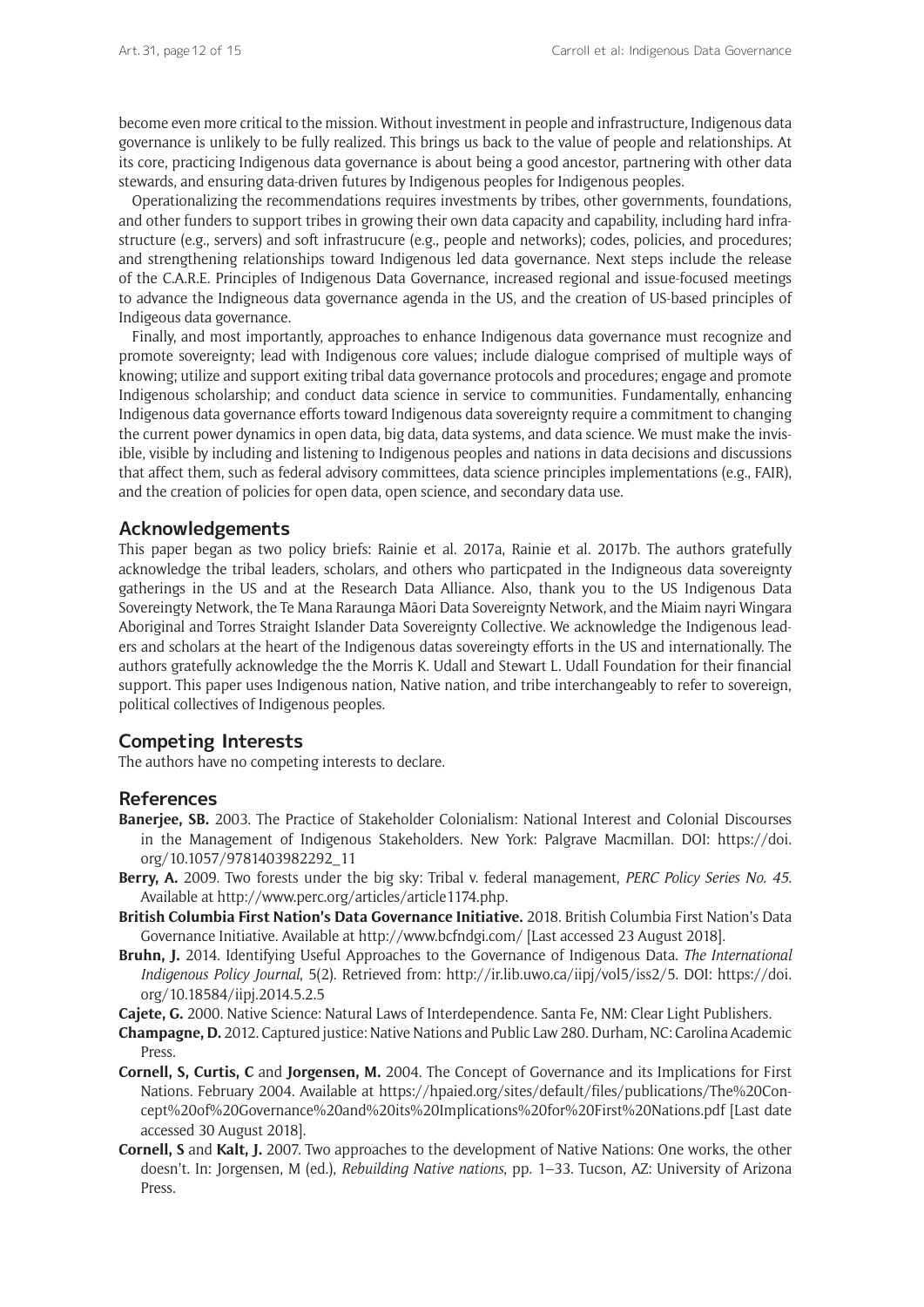become even more critical to the mission. Without investment in people and infrastructure, Indigenous data governance is unlikely to be fully realized. This brings us back to the value of people and relationships. At its core, practicing Indigenous data governance is about being a good ancestor, partnering with other data stewards, and ensuring data-driven futures by Indigenous peoples for Indigenous peoples.

Operationalizing the recommendations requires investments by tribes, other governments, foundations, and other funders to support tribes in growing their own data capacity and capability, including hard infrastructure (e.g., servers) and soft infrastrucure (e.g., people and networks); codes, policies, and procedures; and strengthening relationships toward Indigenous led data governance. Next steps include the release of the C.A.R.E. Principles of Indigenous Data Governance, increased regional and issue-focused meetings to advance the Indigneous data governance agenda in the US, and the creation of US-based principles of Indigeous data governance.

Finally, and most importantly, approaches to enhance Indigenous data governance must recognize and promote sovereignty; lead with Indigenous core values; include dialogue comprised of multiple ways of knowing; utilize and support exiting tribal data governance protocols and procedures; engage and promote Indigenous scholarship; and conduct data science in service to communities. Fundamentally, enhancing Indigenous data governance efforts toward Indigenous data sovereignty require a commitment to changing the current power dynamics in open data, big data, data systems, and data science. We must make the invisible, visible by including and listening to Indigenous peoples and nations in data decisions and discussions that affect them, such as federal advisory committees, data science principles implementations (e.g., FAIR), and the creation of policies for open data, open science, and secondary data use.

## Acknowledgements

This paper began as two policy briefs: Rainie et al. 2017a, Rainie et al. 2017b. The authors gratefully acknowledge the tribal leaders, scholars, and others who particpated in the Indigneous data sovereignty gatherings in the US and at the Research Data Alliance. Also, thank you to the US Indigenous Data Sovereingty Network, the Te Mana Raraunga Māori Data Sovereignty Network, and the Miaim nayri Wingara Aboriginal and Torres Straight Islander Data Sovereignty Collective. We acknowledge the Indigenous leaders and scholars at the heart of the Indigenous datas sovereingty efforts in the US and internationally. The authors gratefully acknowledge the the Morris K. Udall and Stewart L. Udall Foundation for their financial support. This paper uses Indigenous nation, Native nation, and tribe interchangeably to refer to sovereign, political collectives of Indigenous peoples.

## Competing Interests

The authors have no competing interests to declare.

## References

**Banerjee, SB.** 2003. The Practice of Stakeholder Colonialism: National Interest and Colonial Discourses in the Management of Indigenous Stakeholders. New York: Palgrave Macmillan. DOI: https://doi.org/10.1057/9781403982292_11

**Berry, A.** 2009. Two forests under the big sky: Tribal v. federal management, *PERC Policy Series No. 45*. Available at http://www.perc.org/articles/article1174.php.

**British Columbia First Nation's Data Governance Initiative.** 2018. British Columbia First Nation's Data Governance Initiative. Available at http://www.bcfndgi.com/ [Last accessed 23 August 2018].

**Bruhn, J.** 2014. Identifying Useful Approaches to the Governance of Indigenous Data. *The International Indigenous Policy Journal*, 5(2). Retrieved from: http://ir.lib.uwo.ca/iipj/vol5/iss2/5. DOI: https://doi.org/10.18584/iipj.2014.5.2.5

**Cajete, G.** 2000. Native Science: Natural Laws of Interdependence. Santa Fe, NM: Clear Light Publishers.

**Champagne, D.** 2012. Captured justice: Native Nations and Public Law 280. Durham, NC: Carolina Academic Press.

**Cornell, S, Curtis, C** and **Jorgensen, M.** 2004. The Concept of Governance and its Implications for First Nations. February 2004. Available at https://hpaied.org/sites/default/files/publications/The%20Concept%20of%20Governance%20and%20its%20Implications%20for%20First%20Nations.pdf [Last date accessed 30 August 2018].

**Cornell, S** and **Kalt, J.** 2007. Two approaches to the development of Native Nations: One works, the other doesn't. In: Jorgensen, M (ed.), *Rebuilding Native nations*, pp. 1–33. Tucson, AZ: University of Arizona Press.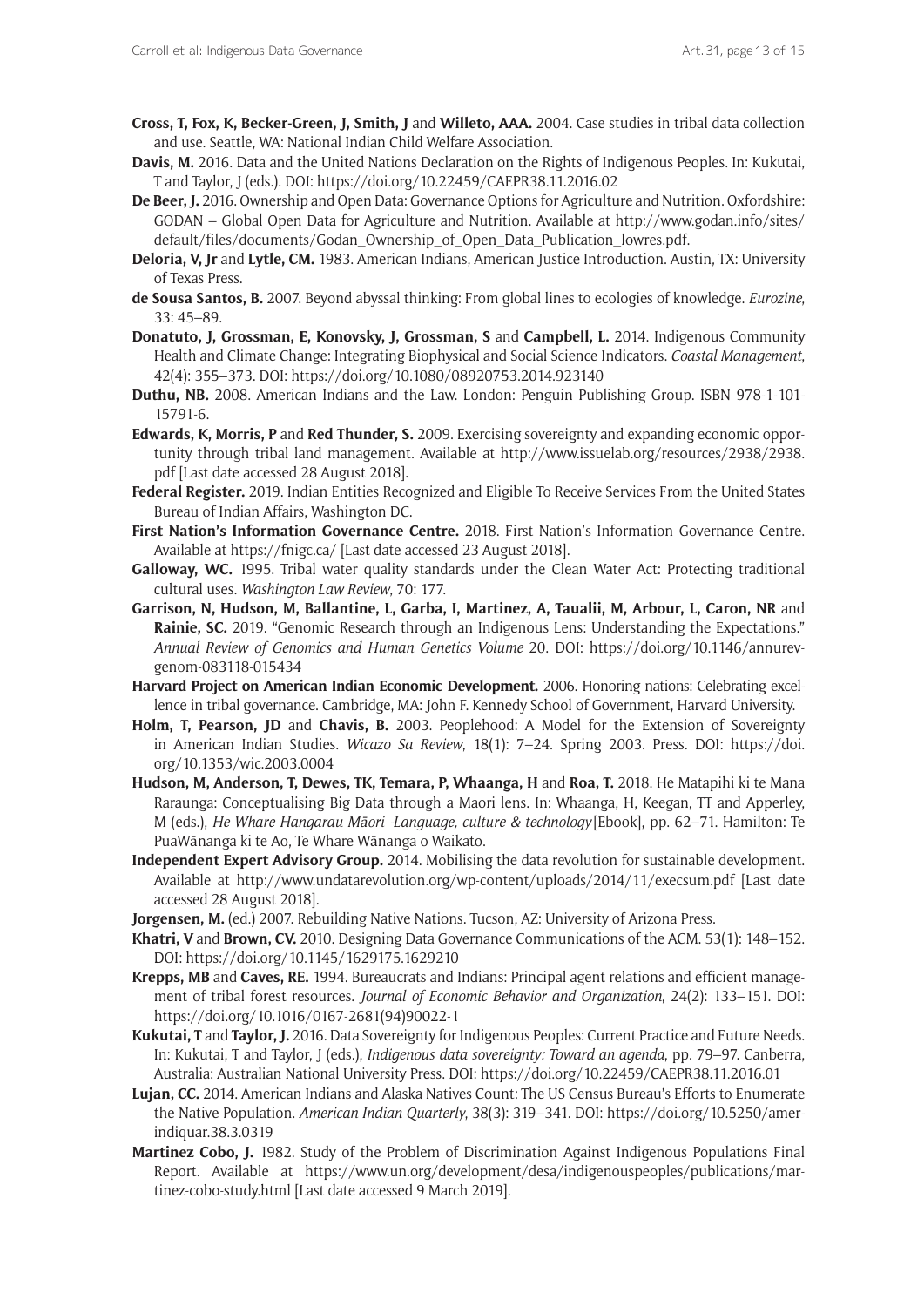**Cross, T, Fox, K, Becker-Green, J, Smith, J** and **Willeto, AAA.** 2004. Case studies in tribal data collection and use. Seattle, WA: National Indian Child Welfare Association.

**Davis, M.** 2016. Data and the United Nations Declaration on the Rights of Indigenous Peoples. In: Kukutai, T and Taylor, J (eds.). DOI: https://doi.org/10.22459/CAEPR38.11.2016.02

**De Beer, J.** 2016. Ownership and Open Data: Governance Options for Agriculture and Nutrition. Oxfordshire: GODAN – Global Open Data for Agriculture and Nutrition. Available at http://www.godan.info/sites/default/files/documents/Godan_Ownership_of_Open_Data_Publication_lowres.pdf.

**Deloria, V, Jr** and **Lytle, CM.** 1983. American Indians, American Justice Introduction. Austin, TX: University of Texas Press.

**de Sousa Santos, B.** 2007. Beyond abyssal thinking: From global lines to ecologies of knowledge. *Eurozine*, 33: 45–89.

**Donatuto, J, Grossman, E, Konovsky, J, Grossman, S** and **Campbell, L.** 2014. Indigenous Community Health and Climate Change: Integrating Biophysical and Social Science Indicators. *Coastal Management*, 42(4): 355–373. DOI: https://doi.org/10.1080/08920753.2014.923140

**Duthu, NB.** 2008. American Indians and the Law. London: Penguin Publishing Group. ISBN 978-1-101-15791-6.

**Edwards, K, Morris, P** and **Red Thunder, S.** 2009. Exercising sovereignty and expanding economic opportunity through tribal land management. Available at http://www.issuelab.org/resources/2938/2938.pdf [Last date accessed 28 August 2018].

**Federal Register.** 2019. Indian Entities Recognized and Eligible To Receive Services From the United States Bureau of Indian Affairs, Washington DC.

**First Nation's Information Governance Centre.** 2018. First Nation's Information Governance Centre. Available at https://fnigc.ca/ [Last date accessed 23 August 2018].

**Galloway, WC.** 1995. Tribal water quality standards under the Clean Water Act: Protecting traditional cultural uses. *Washington Law Review*, 70: 177.

**Garrison, N, Hudson, M, Ballantine, L, Garba, I, Martinez, A, Taualii, M, Arbour, L, Caron, NR** and **Rainie, SC.** 2019. "Genomic Research through an Indigenous Lens: Understanding the Expectations." *Annual Review of Genomics and Human Genetics Volume* 20. DOI: https://doi.org/10.1146/annurev-genom-083118-015434

**Harvard Project on American Indian Economic Development.** 2006. Honoring nations: Celebrating excellence in tribal governance. Cambridge, MA: John F. Kennedy School of Government, Harvard University.

**Holm, T, Pearson, JD** and **Chavis, B.** 2003. Peoplehood: A Model for the Extension of Sovereignty in American Indian Studies. *Wicazo Sa Review*, 18(1): 7–24. Spring 2003. Press. DOI: https://doi.org/10.1353/wic.2003.0004

**Hudson, M, Anderson, T, Dewes, TK, Temara, P, Whaanga, H** and **Roa, T.** 2018. He Matapihi ki te Mana Raraunga: Conceptualising Big Data through a Maori lens. In: Whaanga, H, Keegan, TT and Apperley, M (eds.), *He Whare Hangarau Māori -Language, culture & technology* [Ebook], pp. 62–71. Hamilton: Te PuaWānanga ki te Ao, Te Whare Wānanga o Waikato.

**Independent Expert Advisory Group.** 2014. Mobilising the data revolution for sustainable development. Available at http://www.undatarevolution.org/wp-content/uploads/2014/11/execsum.pdf [Last date accessed 28 August 2018].

**Jorgensen, M.** (ed.) 2007. Rebuilding Native Nations. Tucson, AZ: University of Arizona Press.

**Khatri, V** and **Brown, CV.** 2010. Designing Data Governance Communications of the ACM. 53(1): 148–152. DOI: https://doi.org/10.1145/1629175.1629210

**Krepps, MB** and **Caves, RE.** 1994. Bureaucrats and Indians: Principal agent relations and efficient management of tribal forest resources. *Journal of Economic Behavior and Organization*, 24(2): 133–151. DOI: https://doi.org/10.1016/0167-2681(94)90022-1

**Kukutai, T** and **Taylor, J.** 2016. Data Sovereignty for Indigenous Peoples: Current Practice and Future Needs. In: Kukutai, T and Taylor, J (eds.), *Indigenous data sovereignty: Toward an agenda*, pp. 79–97. Canberra, Australia: Australian National University Press. DOI: https://doi.org/10.22459/CAEPR38.11.2016.01

**Lujan, CC.** 2014. American Indians and Alaska Natives Count: The US Census Bureau's Efforts to Enumerate the Native Population. *American Indian Quarterly*, 38(3): 319–341. DOI: https://doi.org/10.5250/amerindiquar.38.3.0319

**Martinez Cobo, J.** 1982. Study of the Problem of Discrimination Against Indigenous Populations Final Report. Available at https://www.un.org/development/desa/indigenouspeoples/publications/martinez-cobo-study.html [Last date accessed 9 March 2019].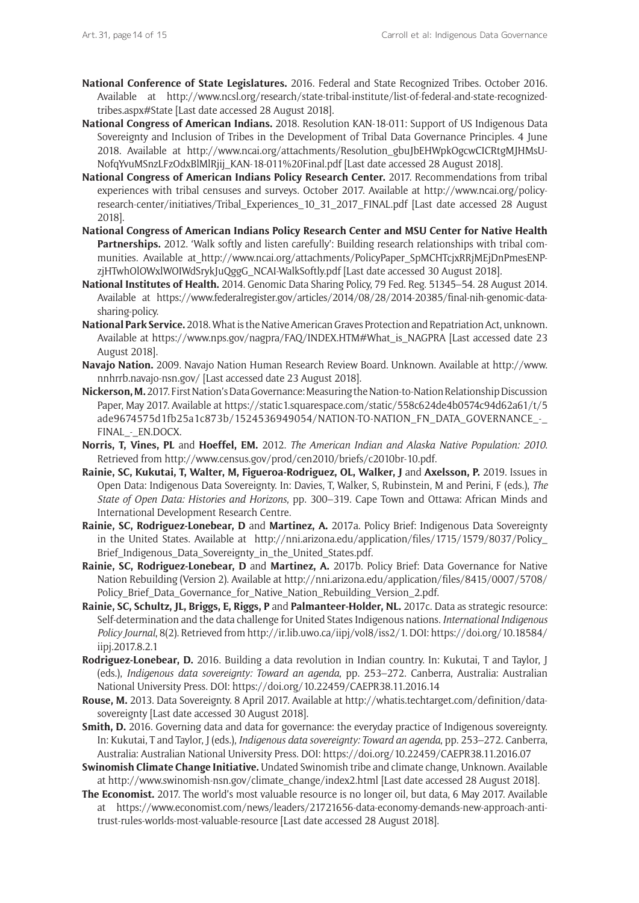**National Conference of State Legislatures.** 2016. Federal and State Recognized Tribes. October 2016. Available at http://www.ncsl.org/research/state-tribal-institute/list-of-federal-and-state-recognized-tribes.aspx#State [Last date accessed 28 August 2018].

**National Congress of American Indians.** 2018. Resolution KAN-18-011: Support of US Indigenous Data Sovereignty and Inclusion of Tribes in the Development of Tribal Data Governance Principles. 4 June 2018. Available at http://www.ncai.org/attachments/Resolution_gbuJbEHWpkOgcwCICRtgMJHMsU-NofqYvuMSnzLFzOdxBlMlRjij_KAN-18-011%20Final.pdf [Last date accessed 28 August 2018].

**National Congress of American Indians Policy Research Center.** 2017. Recommendations from tribal experiences with tribal censuses and surveys. October 2017. Available at http://www.ncai.org/policy-research-center/initiatives/Tribal_Experiences_10_31_2017_FINAL.pdf [Last date accessed 28 August 2018].

**National Congress of American Indians Policy Research Center and MSU Center for Native Health Partnerships.** 2012. 'Walk softly and listen carefully': Building research relationships with tribal communities. Available at_http://www.ncai.org/attachments/PolicyPaper_SpMCHTcjxRRjMEjDnPmesENP-zjHTwhOlOWxlWOIWdSrykJuQggG_NCAI-WalkSoftly.pdf [Last date accessed 30 August 2018].

**National Institutes of Health.** 2014. Genomic Data Sharing Policy, 79 Fed. Reg. 51345–54. 28 August 2014. Available at https://www.federalregister.gov/articles/2014/08/28/2014-20385/final-nih-genomic-data-sharing-policy.

**National Park Service.** 2018. What is the Native American Graves Protection and Repatriation Act, unknown. Available at https://www.nps.gov/nagpra/FAQ/INDEX.HTM#What_is_NAGPRA [Last accessed date 23 August 2018].

**Navajo Nation.** 2009. Navajo Nation Human Research Review Board. Unknown. Available at http://www.nnhrrb.navajo-nsn.gov/ [Last accessed date 23 August 2018].

**Nickerson, M.** 2017. First Nation's Data Governance: Measuring the Nation-to-Nation Relationship Discussion Paper, May 2017. Available at https://static1.squarespace.com/static/558c624de4b0574c94d62a61/t/5ade9674575d1fb25a1c873b/1524536949054/NATION-TO-NATION_FN_DATA_GOVERNANCE_-_FINAL_-_EN.DOCX.

**Norris, T, Vines, PL** and **Hoeffel, EM.** 2012. *The American Indian and Alaska Native Population: 2010*. Retrieved from http://www.census.gov/prod/cen2010/briefs/c2010br-10.pdf.

**Rainie, SC, Kukutai, T, Walter, M, Figueroa-Rodriguez, OL, Walker, J** and **Axelsson, P.** 2019. Issues in Open Data: Indigenous Data Sovereignty. In: Davies, T, Walker, S, Rubinstein, M and Perini, F (eds.), *The State of Open Data: Histories and Horizons*, pp. 300–319. Cape Town and Ottawa: African Minds and International Development Research Centre.

**Rainie, SC, Rodriguez-Lonebear, D** and **Martinez, A.** 2017a. Policy Brief: Indigenous Data Sovereignty in the United States. Available at http://nni.arizona.edu/application/files/1715/1579/8037/Policy_Brief_Indigenous_Data_Sovereignty_in_the_United_States.pdf.

**Rainie, SC, Rodriguez-Lonebear, D** and **Martinez, A.** 2017b. Policy Brief: Data Governance for Native Nation Rebuilding (Version 2). Available at http://nni.arizona.edu/application/files/8415/0007/5708/Policy_Brief_Data_Governance_for_Native_Nation_Rebuilding_Version_2.pdf.

**Rainie, SC, Schultz, JL, Briggs, E, Riggs, P** and **Palmanteer-Holder, NL.** 2017c. Data as strategic resource: Self-determination and the data challenge for United States Indigenous nations. *International Indigenous Policy Journal*, 8(2). Retrieved from http://ir.lib.uwo.ca/iipj/vol8/iss2/1. DOI: https://doi.org/10.18584/iipj.2017.8.2.1

**Rodriguez-Lonebear, D.** 2016. Building a data revolution in Indian country. In: Kukutai, T and Taylor, J (eds.), *Indigenous data sovereignty: Toward an agenda*, pp. 253–272. Canberra, Australia: Australian National University Press. DOI: https://doi.org/10.22459/CAEPR38.11.2016.14

**Rouse, M.** 2013. Data Sovereignty. 8 April 2017. Available at http://whatis.techtarget.com/definition/data-sovereignty [Last date accessed 30 August 2018].

**Smith, D.** 2016. Governing data and data for governance: the everyday practice of Indigenous sovereignty. In: Kukutai, T and Taylor, J (eds.), *Indigenous data sovereignty: Toward an agenda*, pp. 253–272. Canberra, Australia: Australian National University Press. DOI: https://doi.org/10.22459/CAEPR38.11.2016.07

**Swinomish Climate Change Initiative.** Undated Swinomish tribe and climate change, Unknown. Available at http://www.swinomish-nsn.gov/climate_change/index2.html [Last date accessed 28 August 2018].

**The Economist.** 2017. The world's most valuable resource is no longer oil, but data, 6 May 2017. Available at https://www.economist.com/news/leaders/21721656-data-economy-demands-new-approach-anti-trust-rules-worlds-most-valuable-resource [Last date accessed 28 August 2018].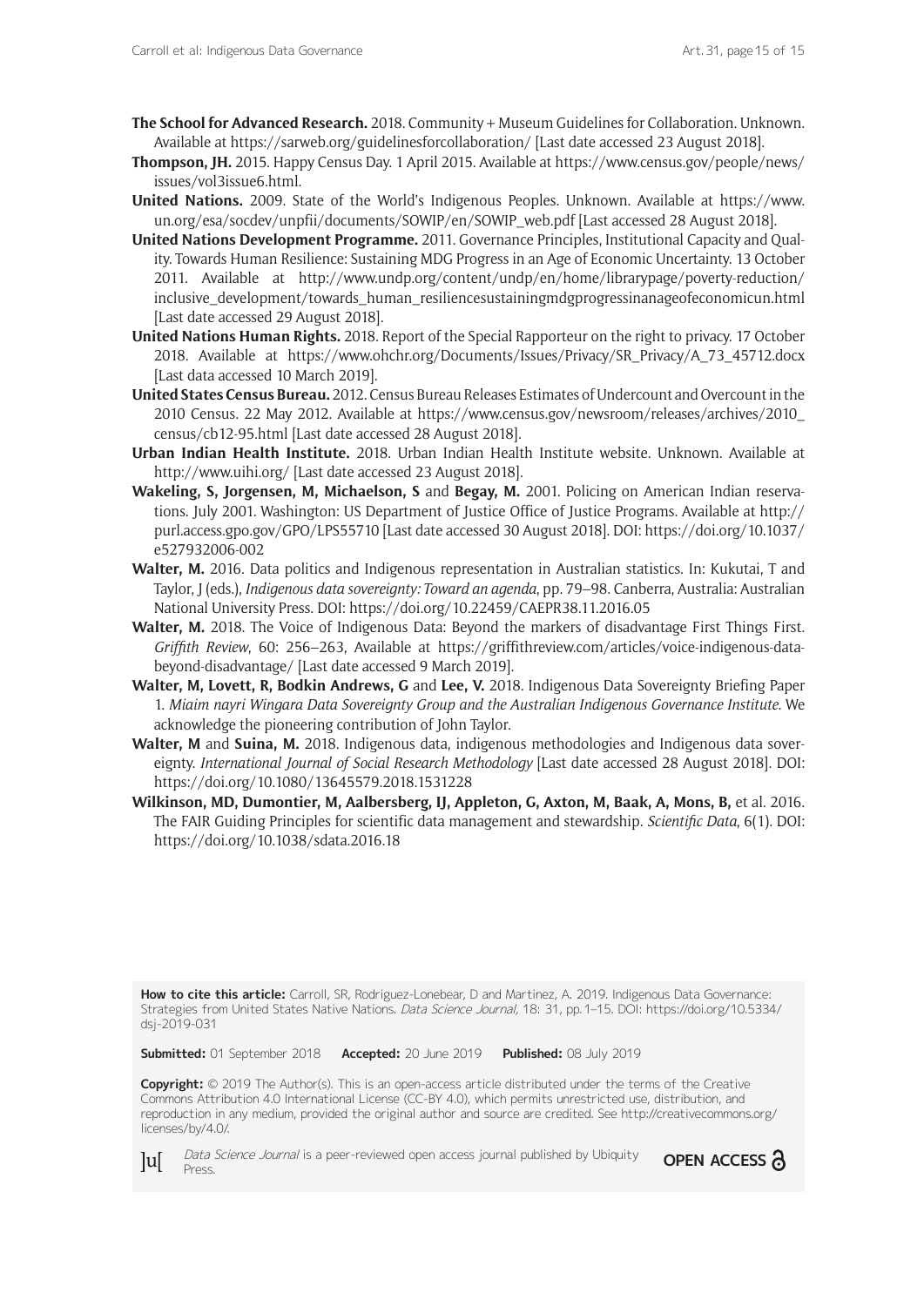**The School for Advanced Research.** 2018. Community + Museum Guidelines for Collaboration. Unknown. Available at https://sarweb.org/guidelinesforcollaboration/ [Last date accessed 23 August 2018].

**Thompson, JH.** 2015. Happy Census Day. 1 April 2015. Available at https://www.census.gov/people/news/issues/vol3issue6.html.

**United Nations.** 2009. State of the World's Indigenous Peoples. Unknown. Available at https://www.un.org/esa/socdev/unpfii/documents/SOWIP/en/SOWIP_web.pdf [Last accessed 28 August 2018].

**United Nations Development Programme.** 2011. Governance Principles, Institutional Capacity and Quality. Towards Human Resilience: Sustaining MDG Progress in an Age of Economic Uncertainty. 13 October 2011. Available at http://www.undp.org/content/undp/en/home/librarypage/poverty-reduction/inclusive_development/towards_human_resiliencesustainingmdgprogressinanageofeconomicun.html [Last date accessed 29 August 2018].

**United Nations Human Rights.** 2018. Report of the Special Rapporteur on the right to privacy. 17 October 2018. Available at https://www.ohchr.org/Documents/Issues/Privacy/SR_Privacy/A_73_45712.docx [Last data accessed 10 March 2019].

**United States Census Bureau.** 2012. Census Bureau Releases Estimates of Undercount and Overcount in the 2010 Census. 22 May 2012. Available at https://www.census.gov/newsroom/releases/archives/2010_census/cb12-95.html [Last date accessed 28 August 2018].

**Urban Indian Health Institute.** 2018. Urban Indian Health Institute website. Unknown. Available at http://www.uihi.org/ [Last date accessed 23 August 2018].

**Wakeling, S, Jorgensen, M, Michaelson, S** and **Begay, M.** 2001. Policing on American Indian reservations. July 2001. Washington: US Department of Justice Office of Justice Programs. Available at http://purl.access.gpo.gov/GPO/LPS55710 [Last date accessed 30 August 2018]. DOI: https://doi.org/10.1037/e527932006-002

**Walter, M.** 2016. Data politics and Indigenous representation in Australian statistics. In: Kukutai, T and Taylor, J (eds.), *Indigenous data sovereignty: Toward an agenda*, pp. 79–98. Canberra, Australia: Australian National University Press. DOI: https://doi.org/10.22459/CAEPR38.11.2016.05

**Walter, M.** 2018. The Voice of Indigenous Data: Beyond the markers of disadvantage First Things First. *Griffith Review*, 60: 256–263, Available at https://griffithreview.com/articles/voice-indigenous-data-beyond-disadvantage/ [Last date accessed 9 March 2019].

**Walter, M, Lovett, R, Bodkin Andrews, G** and **Lee, V.** 2018. Indigenous Data Sovereignty Briefing Paper 1. *Miaim nayri Wingara Data Sovereignty Group and the Australian Indigenous Governance Institute*. We acknowledge the pioneering contribution of John Taylor.

**Walter, M** and **Suina, M.** 2018. Indigenous data, indigenous methodologies and Indigenous data sovereignty. *International Journal of Social Research Methodology* [Last date accessed 28 August 2018]. DOI: https://doi.org/10.1080/13645579.2018.1531228

**Wilkinson, MD, Dumontier, M, Aalbersberg, IJ, Appleton, G, Axton, M, Baak, A, Mons, B,** et al. 2016. The FAIR Guiding Principles for scientific data management and stewardship. *Scientific Data*, 6(1). DOI: https://doi.org/10.1038/sdata.2016.18

**How to cite this article:** Carroll, SR, Rodriguez-Lonebear, D and Martinez, A. 2019. Indigenous Data Governance: Strategies from United States Native Nations. *Data Science Journal,* 18: 31, pp. 1–15. DOI: https://doi.org/10.5334/dsj-2019-031

**Submitted:** 01 September 2018 **Accepted:** 20 June 2019 **Published:** 08 July 2019

**Copyright:** © 2019 The Author(s). This is an open-access article distributed under the terms of the Creative Commons Attribution 4.0 International License (CC-BY 4.0), which permits unrestricted use, distribution, and reproduction in any medium, provided the original author and source are credited. See http://creativecommons.org/licenses/by/4.0/.

*Data Science Journal* is a peer-reviewed open access journal published by Ubiquity Press.

**OPEN ACCESS**